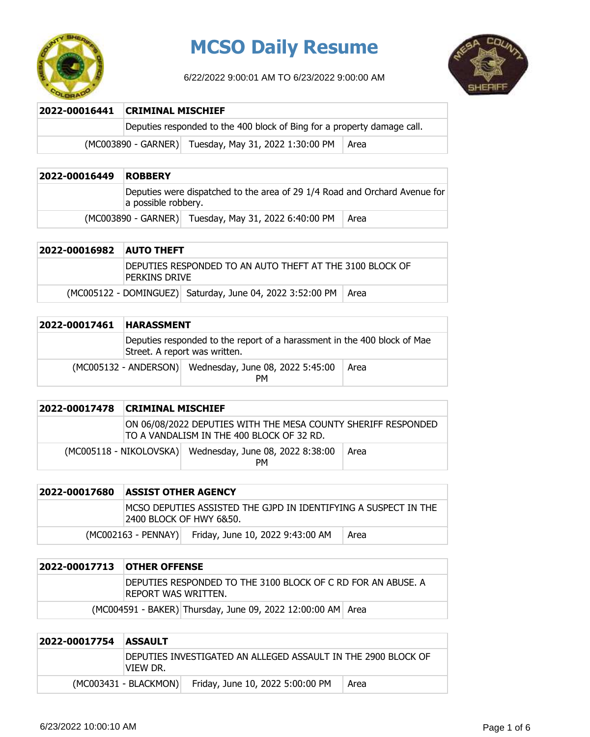# MCSO Daily Resume

6/22/2022 9:00:01 AM TO 6/23/2022 9:00:00 AM

| 2022-00016441 | CRIMINAL MISCHIEF | |
|---|---|---|
| | Deputies responded to the 400 block of Bing for a property damage call. | |
| (MC003890 - GARNER) | Tuesday, May 31, 2022 1:30:00 PM | Area |

| 2022-00016449 | ROBBERY | |
|---|---|---|
| | Deputies were dispatched to the area of 29 1/4 Road and Orchard Avenue for a possible robbery. | |
| (MC003890 - GARNER) | Tuesday, May 31, 2022 6:40:00 PM | Area |

| 2022-00016982 | AUTO THEFT | |
|---|---|---|
| | DEPUTIES RESPONDED TO AN AUTO THEFT AT THE 3100 BLOCK OF PERKINS DRIVE | |
| (MC005122 - DOMINGUEZ) | Saturday, June 04, 2022 3:52:00 PM | Area |

| 2022-00017461 | HARASSMENT | |
|---|---|---|
| | Deputies responded to the report of a harassment in the 400 block of Mae Street. A report was written. | |
| (MC005132 - ANDERSON) | Wednesday, June 08, 2022 5:45:00 PM | Area |

| 2022-00017478 | CRIMINAL MISCHIEF | |
|---|---|---|
| | ON 06/08/2022 DEPUTIES WITH THE MESA COUNTY SHERIFF RESPONDED TO A VANDALISM IN THE 400 BLOCK OF 32 RD. | |
| (MC005118 - NIKOLOVSKA) | Wednesday, June 08, 2022 8:38:00 PM | Area |

| 2022-00017680 | ASSIST OTHER AGENCY | |
|---|---|---|
| | MCSO DEPUTIES ASSISTED THE GJPD IN IDENTIFYING A SUSPECT IN THE 2400 BLOCK OF HWY 6&50. | |
| (MC002163 - PENNAY) | Friday, June 10, 2022 9:43:00 AM | Area |

| 2022-00017713 | OTHER OFFENSE | |
|---|---|---|
| | DEPUTIES RESPONDED TO THE 3100 BLOCK OF C RD FOR AN ABUSE. A REPORT WAS WRITTEN. | |
| (MC004591 - BAKER) | Thursday, June 09, 2022 12:00:00 AM | Area |

| 2022-00017754 | ASSAULT | |
|---|---|---|
| | DEPUTIES INVESTIGATED AN ALLEGED ASSAULT IN THE 2900 BLOCK OF VIEW DR. | |
| (MC003431 - BLACKMON) | Friday, June 10, 2022 5:00:00 PM | Area |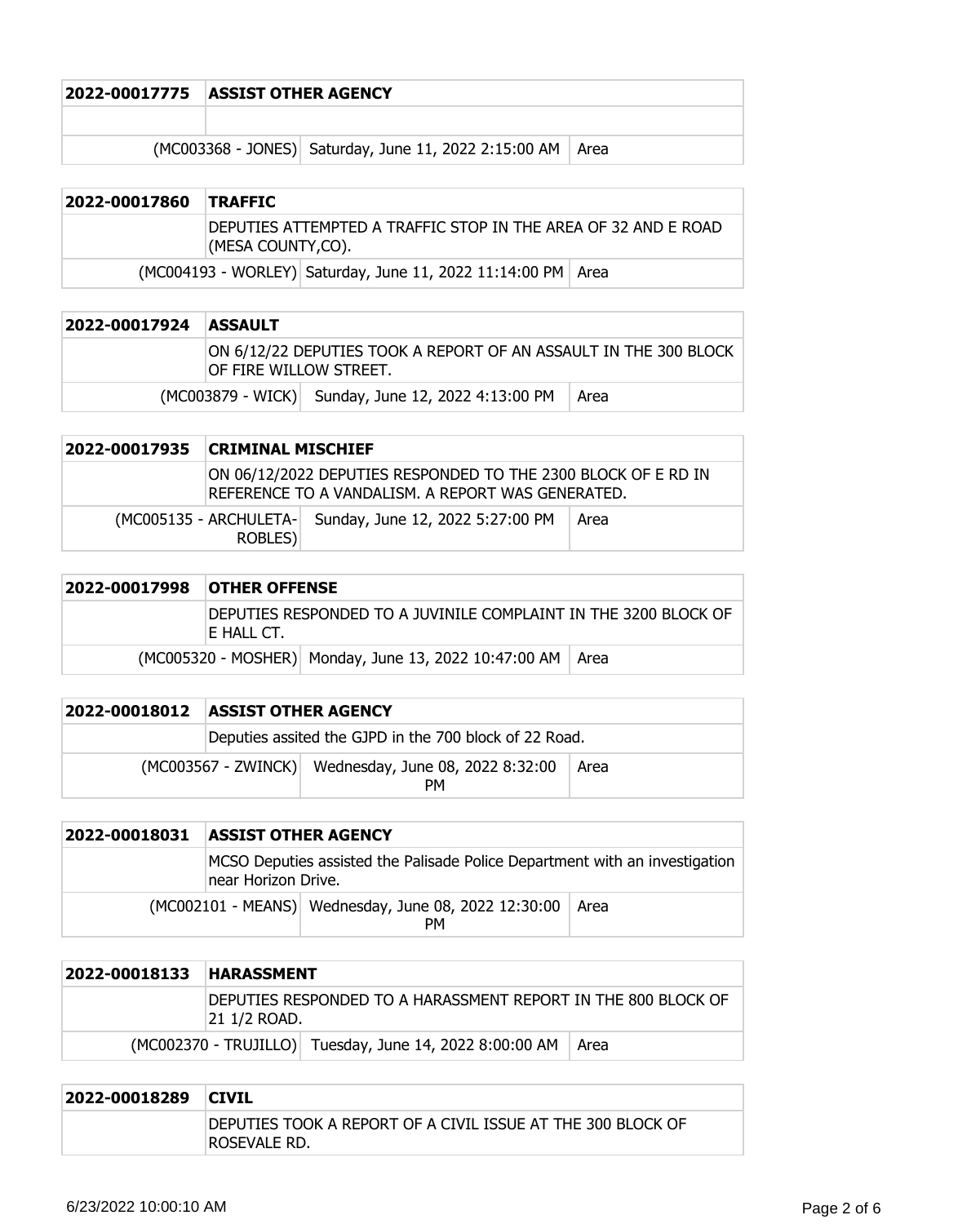| 2022-00017775 | ASSIST OTHER AGENCY | |
|---|---|---|
| | | |
| (MC003368 - JONES) | Saturday, June 11, 2022 2:15:00 AM | Area |

| 2022-00017860 | TRAFFIC | |
|---|---|---|
| | DEPUTIES ATTEMPTED A TRAFFIC STOP IN THE AREA OF 32 AND E ROAD (MESA COUNTY,CO). | |
| (MC004193 - WORLEY) | Saturday, June 11, 2022 11:14:00 PM | Area |

| 2022-00017924 | ASSAULT | |
|---|---|---|
| | ON 6/12/22 DEPUTIES TOOK A REPORT OF AN ASSAULT IN THE 300 BLOCK OF FIRE WILLOW STREET. | |
| (MC003879 - WICK) | Sunday, June 12, 2022 4:13:00 PM | Area |

| 2022-00017935 | CRIMINAL MISCHIEF | |
|---|---|---|
| | ON 06/12/2022 DEPUTIES RESPONDED TO THE 2300 BLOCK OF E RD IN REFERENCE TO A VANDALISM. A REPORT WAS GENERATED. | |
| (MC005135 - ARCHULETA-ROBLES) | Sunday, June 12, 2022 5:27:00 PM | Area |

| 2022-00017998 | OTHER OFFENSE | |
|---|---|---|
| | DEPUTIES RESPONDED TO A JUVINILE COMPLAINT IN THE 3200 BLOCK OF E HALL CT. | |
| (MC005320 - MOSHER) | Monday, June 13, 2022 10:47:00 AM | Area |

| 2022-00018012 | ASSIST OTHER AGENCY | |
|---|---|---|
| | Deputies assited the GJPD in the 700 block of 22 Road. | |
| (MC003567 - ZWINCK) | Wednesday, June 08, 2022 8:32:00 PM | Area |

| 2022-00018031 | ASSIST OTHER AGENCY | |
|---|---|---|
| | MCSO Deputies assisted the Palisade Police Department with an investigation near Horizon Drive. | |
| (MC002101 - MEANS) | Wednesday, June 08, 2022 12:30:00 PM | Area |

| 2022-00018133 | HARASSMENT | |
|---|---|---|
| | DEPUTIES RESPONDED TO A HARASSMENT REPORT IN THE 800 BLOCK OF 21 1/2 ROAD. | |
| (MC002370 - TRUJILLO) | Tuesday, June 14, 2022 8:00:00 AM | Area |

| 2022-00018289 | CIVIL | |
|---|---|---|
| | DEPUTIES TOOK A REPORT OF A CIVIL ISSUE AT THE 300 BLOCK OF ROSEVALE RD. | |

6/23/2022 10:00:10 AM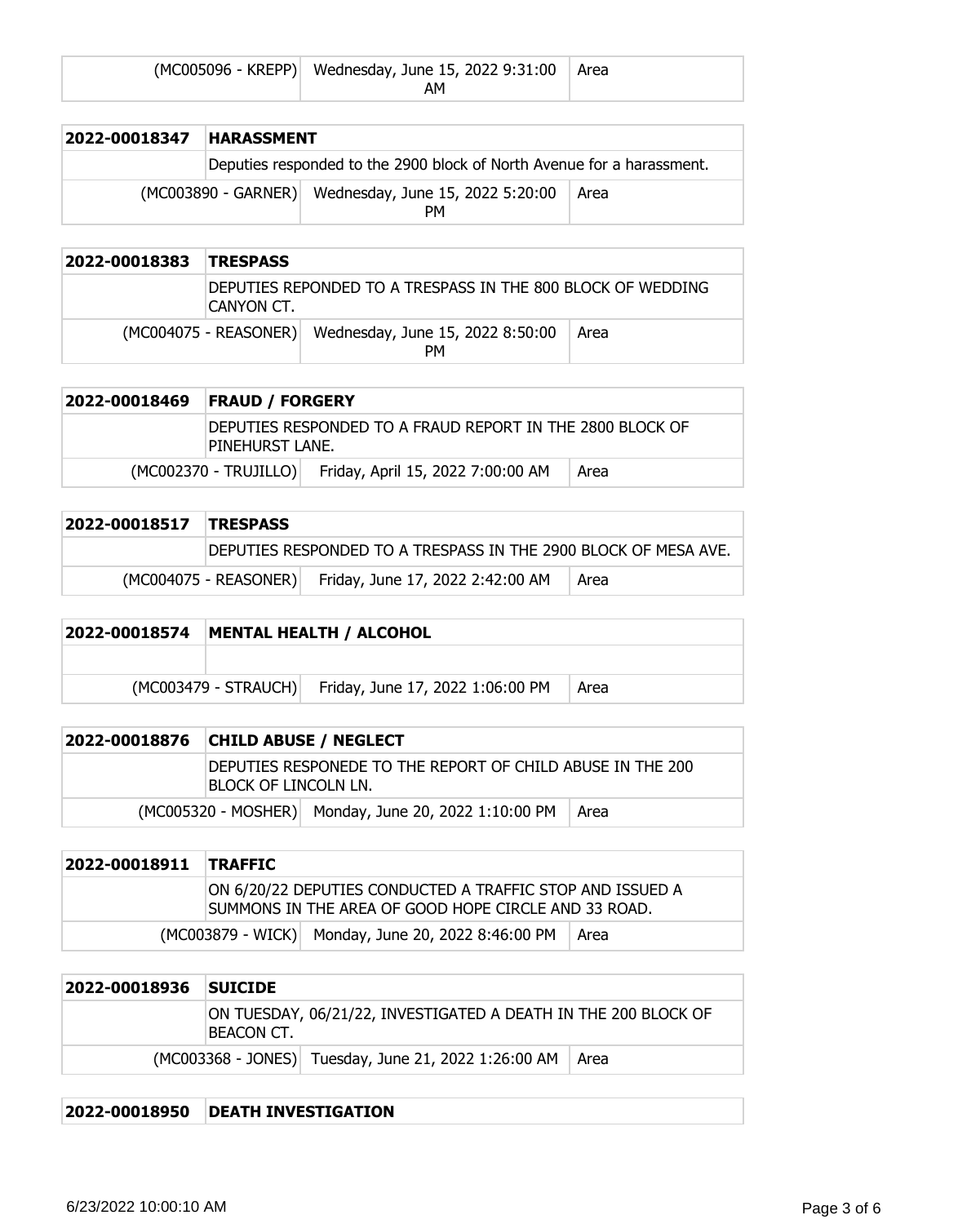| | (MC005096 - KREPP) | Wednesday, June 15, 2022 9:31:00 AM | Area |
|---|---|---|---|

| 2022-00018347 | HARASSMENT | | |
|---|---|---|---|
| | Deputies responded to the 2900 block of North Avenue for a harassment. | | |
| | (MC003890 - GARNER) | Wednesday, June 15, 2022 5:20:00 PM | Area |

| 2022-00018383 | TRESPASS | | |
|---|---|---|---|
| | DEPUTIES REPONDED TO A TRESPASS IN THE 800 BLOCK OF WEDDING CANYON CT. | | |
| | (MC004075 - REASONER) | Wednesday, June 15, 2022 8:50:00 PM | Area |

| 2022-00018469 | FRAUD / FORGERY | | |
|---|---|---|---|
| | DEPUTIES RESPONDED TO A FRAUD REPORT IN THE 2800 BLOCK OF PINEHURST LANE. | | |
| | (MC002370 - TRUJILLO) | Friday, April 15, 2022 7:00:00 AM | Area |

| 2022-00018517 | TRESPASS | | |
|---|---|---|---|
| | DEPUTIES RESPONDED TO A TRESPASS IN THE 2900 BLOCK OF MESA AVE. | | |
| | (MC004075 - REASONER) | Friday, June 17, 2022 2:42:00 AM | Area |

| 2022-00018574 | MENTAL HEALTH / ALCOHOL | | |
|---|---|---|---|
| | | | |
| | (MC003479 - STRAUCH) | Friday, June 17, 2022 1:06:00 PM | Area |

| 2022-00018876 | CHILD ABUSE / NEGLECT | | |
|---|---|---|---|
| | DEPUTIES RESPONEDE TO THE REPORT OF CHILD ABUSE IN THE 200 BLOCK OF LINCOLN LN. | | |
| | (MC005320 - MOSHER) | Monday, June 20, 2022 1:10:00 PM | Area |

| 2022-00018911 | TRAFFIC | | |
|---|---|---|---|
| | ON 6/20/22 DEPUTIES CONDUCTED A TRAFFIC STOP AND ISSUED A SUMMONS IN THE AREA OF GOOD HOPE CIRCLE AND 33 ROAD. | | |
| | (MC003879 - WICK) | Monday, June 20, 2022 8:46:00 PM | Area |

| 2022-00018936 | SUICIDE | | |
|---|---|---|---|
| | ON TUESDAY, 06/21/22, INVESTIGATED A DEATH IN THE 200 BLOCK OF BEACON CT. | | |
| | (MC003368 - JONES) | Tuesday, June 21, 2022 1:26:00 AM | Area |

| 2022-00018950 | DEATH INVESTIGATION |
|---|---|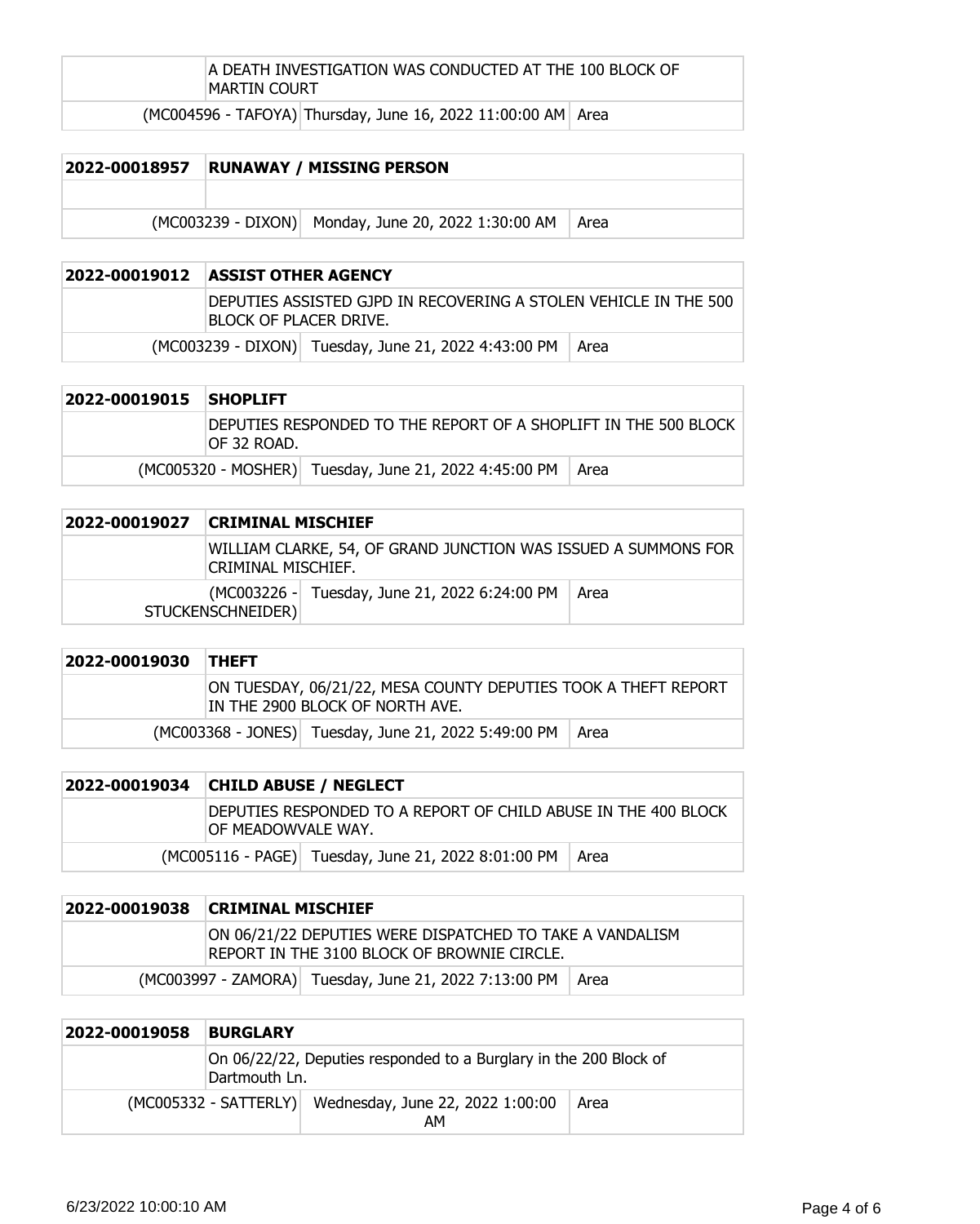| | | | |
|---|---|---|---|
| | A DEATH INVESTIGATION WAS CONDUCTED AT THE 100 BLOCK OF MARTIN COURT | | |
| | (MC004596 - TAFOYA) | Thursday, June 16, 2022 11:00:00 AM | Area |

| 2022-00018957 | RUNAWAY / MISSING PERSON | | |
|---|---|---|---|
| | | | |
| | (MC003239 - DIXON) | Monday, June 20, 2022 1:30:00 AM | Area |

| 2022-00019012 | ASSIST OTHER AGENCY | | |
|---|---|---|---|
| | DEPUTIES ASSISTED GJPD IN RECOVERING A STOLEN VEHICLE IN THE 500 BLOCK OF PLACER DRIVE. | | |
| | (MC003239 - DIXON) | Tuesday, June 21, 2022 4:43:00 PM | Area |

| 2022-00019015 | SHOPLIFT | | |
|---|---|---|---|
| | DEPUTIES RESPONDED TO THE REPORT OF A SHOPLIFT IN THE 500 BLOCK OF 32 ROAD. | | |
| | (MC005320 - MOSHER) | Tuesday, June 21, 2022 4:45:00 PM | Area |

| 2022-00019027 | CRIMINAL MISCHIEF | | |
|---|---|---|---|
| | WILLIAM CLARKE, 54, OF GRAND JUNCTION WAS ISSUED A SUMMONS FOR CRIMINAL MISCHIEF. | | |
| | (MC003226 - STUCKENSCHNEIDER) | Tuesday, June 21, 2022 6:24:00 PM | Area |

| 2022-00019030 | THEFT | | |
|---|---|---|---|
| | ON TUESDAY, 06/21/22, MESA COUNTY DEPUTIES TOOK A THEFT REPORT IN THE 2900 BLOCK OF NORTH AVE. | | |
| | (MC003368 - JONES) | Tuesday, June 21, 2022 5:49:00 PM | Area |

| 2022-00019034 | CHILD ABUSE / NEGLECT | | |
|---|---|---|---|
| | DEPUTIES RESPONDED TO A REPORT OF CHILD ABUSE IN THE 400 BLOCK OF MEADOWVALE WAY. | | |
| | (MC005116 - PAGE) | Tuesday, June 21, 2022 8:01:00 PM | Area |

| 2022-00019038 | CRIMINAL MISCHIEF | | |
|---|---|---|---|
| | ON 06/21/22 DEPUTIES WERE DISPATCHED TO TAKE A VANDALISM REPORT IN THE 3100 BLOCK OF BROWNIE CIRCLE. | | |
| | (MC003997 - ZAMORA) | Tuesday, June 21, 2022 7:13:00 PM | Area |

| 2022-00019058 | BURGLARY | | |
|---|---|---|---|
| | On 06/22/22, Deputies responded to a Burglary in the 200 Block of Dartmouth Ln. | | |
| | (MC005332 - SATTERLY) | Wednesday, June 22, 2022 1:00:00 AM | Area |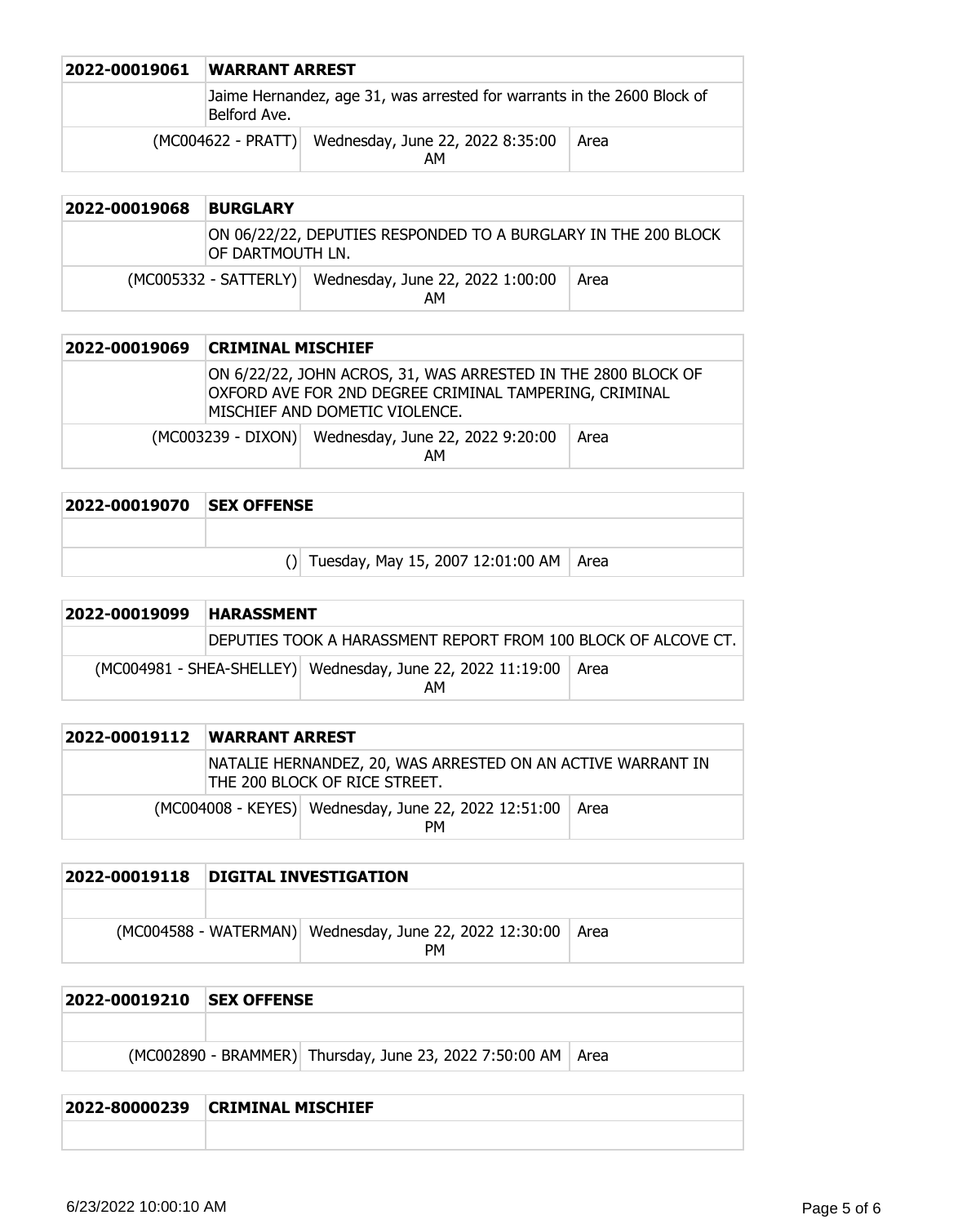| 2022-00019061 | WARRANT ARREST | |
|---|---|---|
| | Jaime Hernandez, age 31, was arrested for warrants in the 2600 Block of Belford Ave. | |
| (MC004622 - PRATT) | Wednesday, June 22, 2022 8:35:00 AM | Area |

| 2022-00019068 | BURGLARY | |
|---|---|---|
| | ON 06/22/22, DEPUTIES RESPONDED TO A BURGLARY IN THE 200 BLOCK OF DARTMOUTH LN. | |
| (MC005332 - SATTERLY) | Wednesday, June 22, 2022 1:00:00 AM | Area |

| 2022-00019069 | CRIMINAL MISCHIEF | |
|---|---|---|
| | ON 6/22/22, JOHN ACROS, 31, WAS ARRESTED IN THE 2800 BLOCK OF OXFORD AVE FOR 2ND DEGREE CRIMINAL TAMPERING, CRIMINAL MISCHIEF AND DOMETIC VIOLENCE. | |
| (MC003239 - DIXON) | Wednesday, June 22, 2022 9:20:00 AM | Area |

| 2022-00019070 | SEX OFFENSE | |
|---|---|---|
| | | |
| () | Tuesday, May 15, 2007 12:01:00 AM | Area |

| 2022-00019099 | HARASSMENT | |
|---|---|---|
| | DEPUTIES TOOK A HARASSMENT REPORT FROM 100 BLOCK OF ALCOVE CT. | |
| (MC004981 - SHEA-SHELLEY) | Wednesday, June 22, 2022 11:19:00 AM | Area |

| 2022-00019112 | WARRANT ARREST | |
|---|---|---|
| | NATALIE HERNANDEZ, 20, WAS ARRESTED ON AN ACTIVE WARRANT IN THE 200 BLOCK OF RICE STREET. | |
| (MC004008 - KEYES) | Wednesday, June 22, 2022 12:51:00 PM | Area |

| 2022-00019118 | DIGITAL INVESTIGATION | |
|---|---|---|
| | | |
| (MC004588 - WATERMAN) | Wednesday, June 22, 2022 12:30:00 PM | Area |

| 2022-00019210 | SEX OFFENSE | |
|---|---|---|
| | | |
| (MC002890 - BRAMMER) | Thursday, June 23, 2022 7:50:00 AM | Area |

| 2022-80000239 | CRIMINAL MISCHIEF |
|---|---|
| | |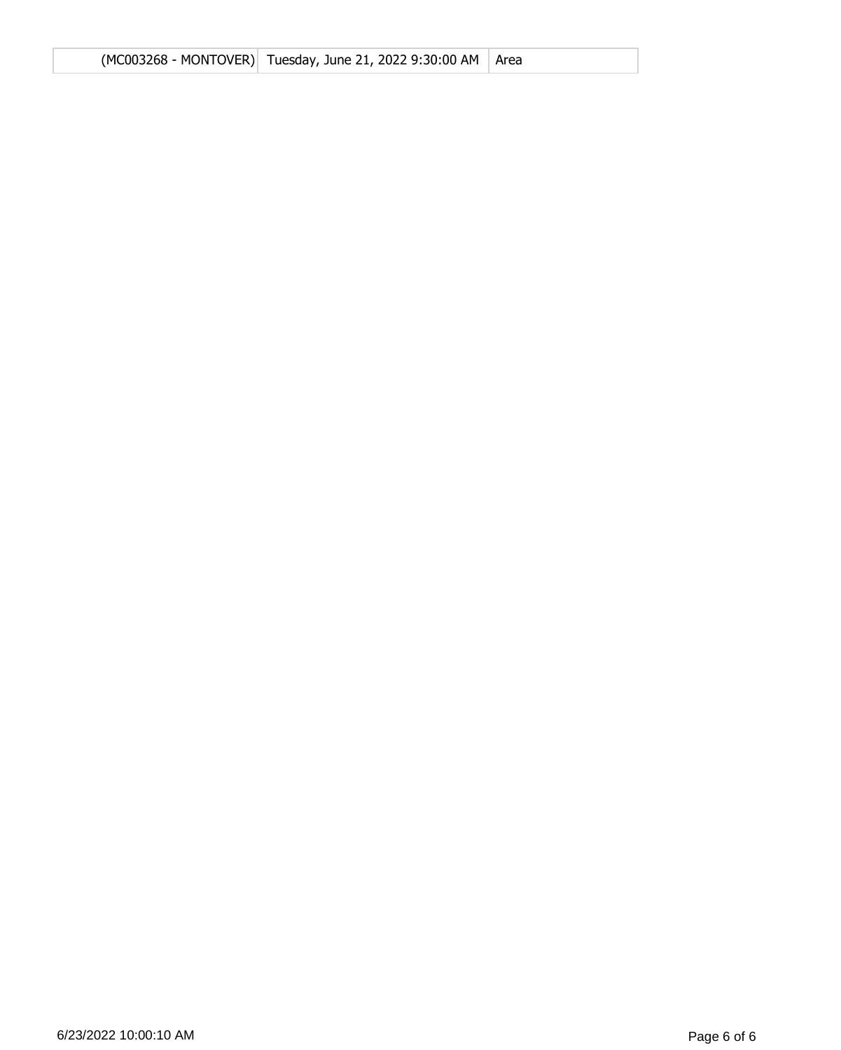| | | |
|---|---|---|
| (MC003268 - MONTOVER) | Tuesday, June 21, 2022 9:30:00 AM | Area |

6/23/2022 10:00:10 AM